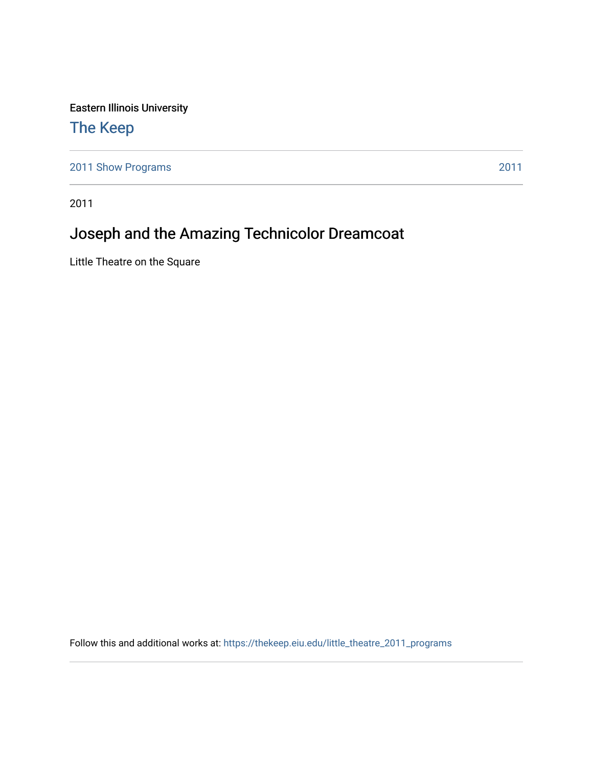Eastern Illinois University

# The Keep

2011 Show Programs | 2011

2011

## Joseph and the Amazing Technicolor Dreamcoat

Little Theatre on the Square

Follow this and additional works at: https://thekeep.eiu.edu/little_theatre_2011_programs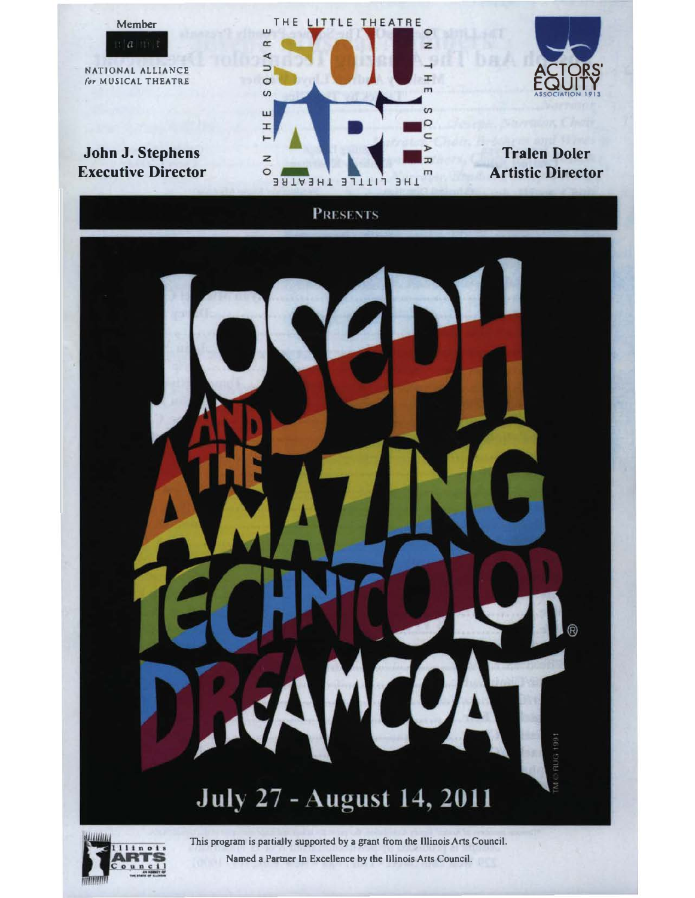Member

NATIONAL ALLIANCE for MUSICAL THEATRE

THE LITTLE THEATRE ON THE SQUARE

**John J. Stephens**
**Executive Director**

ACTORS' EQUITY ASSOCIATION 1913

**Tralen Doler**
**Artistic Director**

PRESENTS

# JOSEPH AND THE AMAZING TECHNICOLOR® DREAMCOAT

TM © RUG 1991

## July 27 - August 14, 2011

Illinois ARTS Council

This program is partially supported by a grant from the Illinois Arts Council.

Named a Partner In Excellence by the Illinois Arts Council.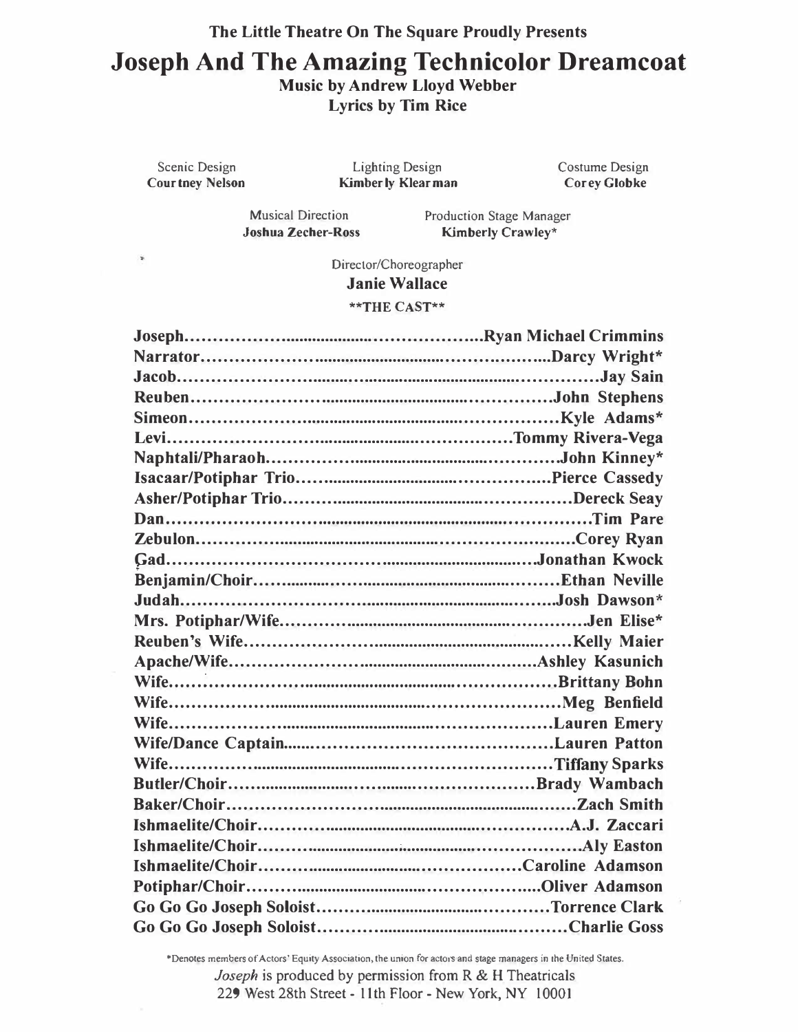**The Little Theatre On The Square Proudly Presents**

# Joseph And The Amazing Technicolor Dreamcoat

**Music by Andrew Lloyd Webber**
**Lyrics by Tim Rice**

Scenic Design
**Courtney Nelson**

Lighting Design
**Kimberly Klearman**

Costume Design
**Corey Globke**

Musical Direction
**Joshua Zecher-Ross**

Production Stage Manager
**Kimberly Crawley***

Director/Choreographer
**Janie Wallace**

**\*\*THE CAST\*\***

**Joseph........................................................Ryan Michael Crimmins**
**Narrator........................................................Darcy Wright***
**Jacob........................................................Jay Sain**
**Reuben........................................................John Stephens**
**Simeon........................................................Kyle Adams***
**Levi........................................................Tommy Rivera-Vega**
**Naphtali/Pharaoh........................................................John Kinney***
**Isacaar/Potiphar Trio........................................................Pierce Cassedy**
**Asher/Potiphar Trio........................................................Dereck Seay**
**Dan........................................................Tim Pare**
**Zebulon........................................................Corey Ryan**
**Gad........................................................Jonathan Kwock**
**Benjamin/Choir........................................................Ethan Neville**
**Judah........................................................Josh Dawson***
**Mrs. Potiphar/Wife........................................................Jen Elise***
**Reuben's Wife........................................................Kelly Maier**
**Apache/Wife........................................................Ashley Kasunich**
**Wife........................................................Brittany Bohn**
**Wife........................................................Meg Benfield**
**Wife........................................................Lauren Emery**
**Wife/Dance Captain........................................................Lauren Patton**
**Wife........................................................Tiffany Sparks**
**Butler/Choir........................................................Brady Wambach**
**Baker/Choir........................................................Zach Smith**
**Ishmaelite/Choir........................................................A.J. Zaccari**
**Ishmaelite/Choir........................................................Aly Easton**
**Ishmaelite/Choir........................................................Caroline Adamson**
**Potiphar/Choir........................................................Oliver Adamson**
**Go Go Go Joseph Soloist........................................................Torrence Clark**
**Go Go Go Joseph Soloist........................................................Charlie Goss**

*Denotes members of Actors' Equity Association, the union for actors and stage managers in the United States.

*Joseph* is produced by permission from R & H Theatricals
229 West 28th Street - 11th Floor - New York, NY 10001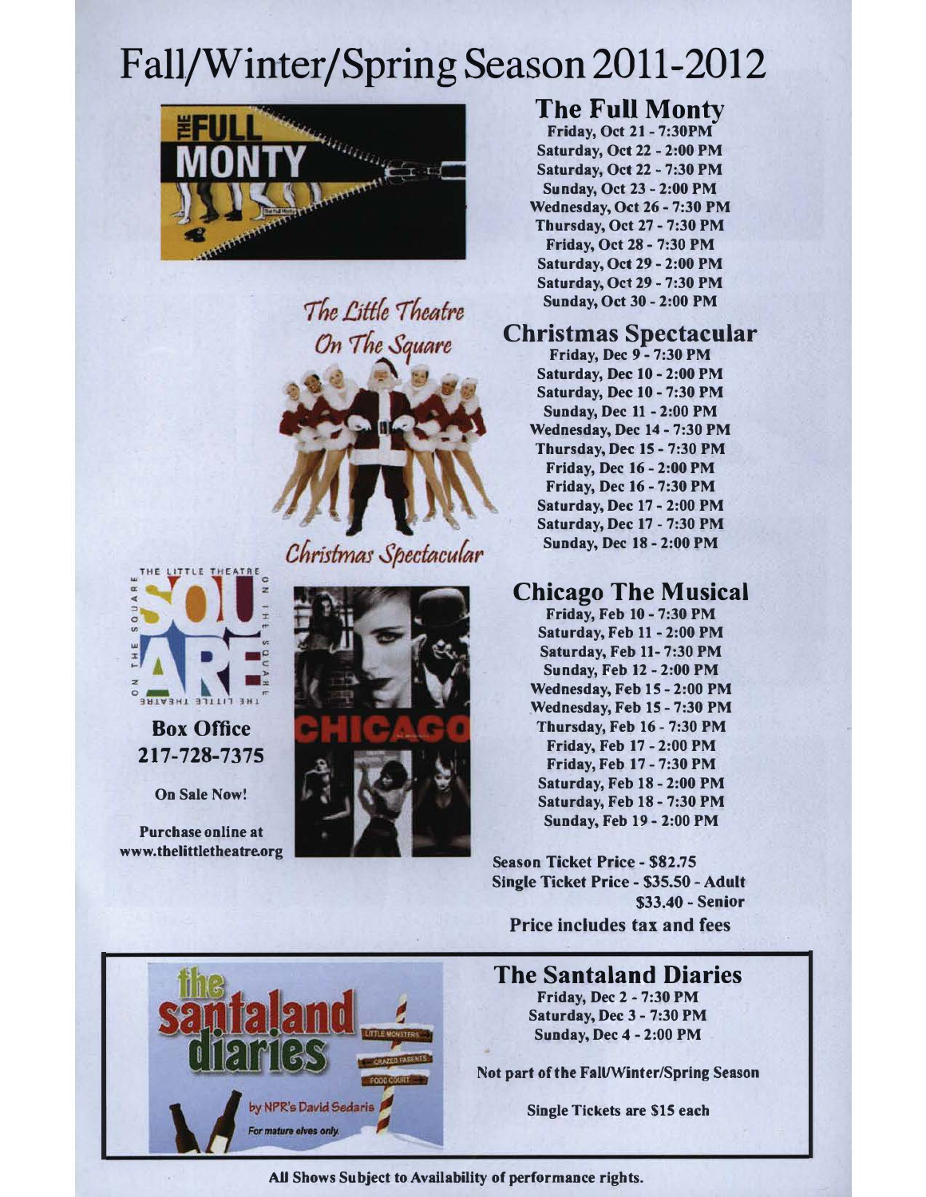# Fall/Winter/Spring Season 2011-2012

## The Full Monty

Friday, Oct 21 - 7:30PM
Saturday, Oct 22 - 2:00 PM
Saturday, Oct 22 - 7:30 PM
Sunday, Oct 23 - 2:00 PM
Wednesday, Oct 26 - 7:30 PM
Thursday, Oct 27 - 7:30 PM
Friday, Oct 28 - 7:30 PM
Saturday, Oct 29 - 2:00 PM
Saturday, Oct 29 - 7:30 PM
Sunday, Oct 30 - 2:00 PM

*The Little Theatre On The Square*

## Christmas Spectacular

Friday, Dec 9 - 7:30 PM
Saturday, Dec 10 - 2:00 PM
Saturday, Dec 10 - 7:30 PM
Sunday, Dec 11 - 2:00 PM
Wednesday, Dec 14 - 7:30 PM
Thursday, Dec 15 - 7:30 PM
Friday, Dec 16 - 2:00 PM
Friday, Dec 16 - 7:30 PM
Saturday, Dec 17 - 2:00 PM
Saturday, Dec 17 - 7:30 PM
Sunday, Dec 18 - 2:00 PM

*Christmas Spectacular*

## Chicago The Musical

Friday, Feb 10 - 7:30 PM
Saturday, Feb 11 - 2:00 PM
Saturday, Feb 11- 7:30 PM
Sunday, Feb 12 - 2:00 PM
Wednesday, Feb 15 - 2:00 PM
Wednesday, Feb 15 - 7:30 PM
Thursday, Feb 16 - 7:30 PM
Friday, Feb 17 - 2:00 PM
Friday, Feb 17 - 7:30 PM
Saturday, Feb 18 - 2:00 PM
Saturday, Feb 18 - 7:30 PM
Sunday, Feb 19 - 2:00 PM

**Box Office**
**217-728-7375**

**On Sale Now!**

**Purchase online at www.thelittletheatre.org**

**Season Ticket Price - $82.75**
**Single Ticket Price - $35.50 - Adult**
**$33.40 - Senior**
**Price includes tax and fees**

## The Santaland Diaries

Friday, Dec 2 - 7:30 PM
Saturday, Dec 3 - 7:30 PM
Sunday, Dec 4 - 2:00 PM

**Not part of the Fall/Winter/Spring Season**

**Single Tickets are $15 each**

**All Shows Subject to Availability of performance rights.**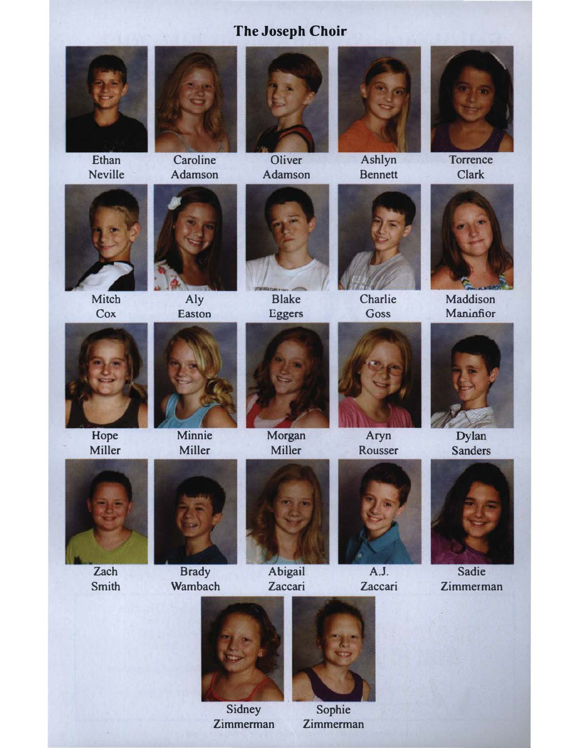# The Joseph Choir

Ethan Neville

Caroline Adamson

Oliver Adamson

Ashlyn Bennett

Torrence Clark

Mitch Cox

Aly Easton

Blake Eggers

Charlie Goss

Maddison Maninfior

Hope Miller

Minnie Miller

Morgan Miller

Aryn Rousser

Dylan Sanders

Zach Smith

Brady Wambach

Abigail Zaccari

A.J. Zaccari

Sadie Zimmerman

Sidney Zimmerman

Sophie Zimmerman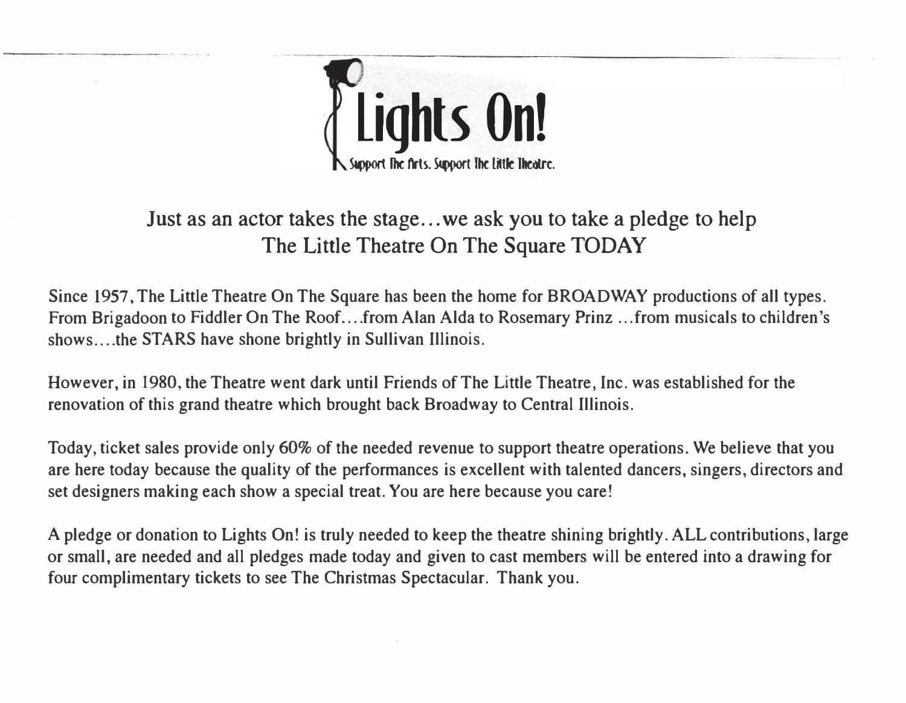# Lights On!

Support The Arts. Support The Little Theatre.

## Just as an actor takes the stage…we ask you to take a pledge to help The Little Theatre On The Square TODAY

Since 1957, The Little Theatre On The Square has been the home for BROADWAY productions of all types. From Brigadoon to Fiddler On The Roof….from Alan Alda to Rosemary Prinz …from musicals to children's shows….the STARS have shone brightly in Sullivan Illinois.

However, in 1980, the Theatre went dark until Friends of The Little Theatre, Inc. was established for the renovation of this grand theatre which brought back Broadway to Central Illinois.

Today, ticket sales provide only 60% of the needed revenue to support theatre operations. We believe that you are here today because the quality of the performances is excellent with talented dancers, singers, directors and set designers making each show a special treat. You are here because you care!

A pledge or donation to Lights On! is truly needed to keep the theatre shining brightly. ALL contributions, large or small, are needed and all pledges made today and given to cast members will be entered into a drawing for four complimentary tickets to see The Christmas Spectacular. Thank you.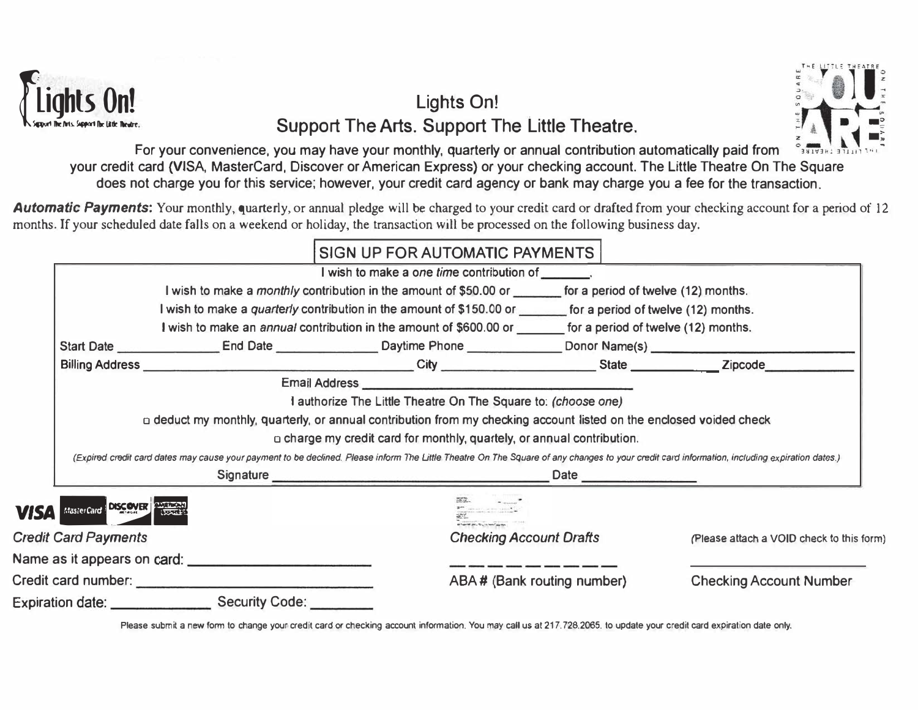# Lights On!

## Support The Arts. Support The Little Theatre.

For your convenience, you may have your monthly, quarterly or annual contribution automatically paid from your credit card (VISA, MasterCard, Discover or American Express) or your checking account. The Little Theatre On The Square does not charge you for this service; however, your credit card agency or bank may charge you a fee for the transaction.

***Automatic Payments:*** Your monthly, quarterly, or annual pledge will be charged to your credit card or drafted from your checking account for a period of 12 months. If your scheduled date falls on a weekend or holiday, the transaction will be processed on the following business day.

### SIGN UP FOR AUTOMATIC PAYMENTS

I wish to make a *one time* contribution of _______.

I wish to make a *monthly* contribution in the amount of $50.00 or _______ for a period of twelve (12) months.

I wish to make a *quarterly* contribution in the amount of $150.00 or _______ for a period of twelve (12) months.

I wish to make an *annual* contribution in the amount of $600.00 or _______ for a period of twelve (12) months.

Start Date ______________ End Date ______________ Daytime Phone ______________ Donor Name(s) ______________

Billing Address ______________ City ______________ State ______________ Zipcode ______________

Email Address ______________

I authorize The Little Theatre On The Square to: *(choose one)*

☐ deduct my monthly, quarterly, or annual contribution from my checking account listed on the enclosed voided check

☐ charge my credit card for monthly, quartely, or annual contribution.

*(Expired credit card dates may cause your payment to be declined. Please inform The Little Theatre On The Square of any changes to your credit card information, including expiration dates.)*

Signature ______________ Date ______________

*Credit Card Payments*

Name as it appears on card: ______________

Credit card number: ______________

Expiration date: ______________ Security Code: ________

*Checking Account Drafts* (Please attach a VOID check to this form)

_ _ _ _ _ _ _ _ _ ABA # (Bank routing number)

______________ Checking Account Number

Please submit a new form to change your credit card or checking account information. You may call us at 217.728.2065. to update your credit card expiration date only.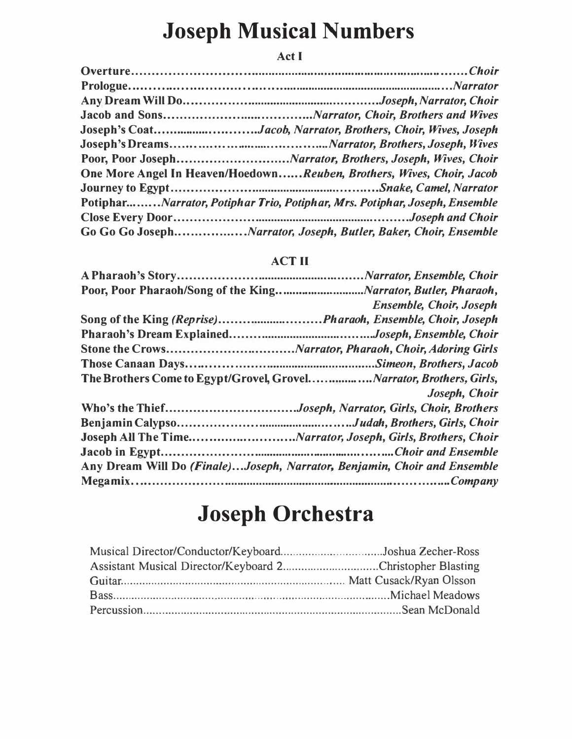# Joseph Musical Numbers

### Act I

**Overture**............................................................................................*Choir*
**Prologue**.........................................................................................*Narrator*
**Any Dream Will Do**.......................................................*Joseph, Narrator, Choir*
**Jacob and Sons**........................................*Narrator, Choir, Brothers and Wives*
**Joseph's Coat**.............................*Jacob, Narrator, Brothers, Choir, Wives, Joseph*
**Joseph's Dreams**...........................................*Narrator, Brothers, Joseph, Wives*
**Poor, Poor Joseph**...............................*Narrator, Brothers, Joseph, Wives, Choir*
**One More Angel In Heaven/Hoedown**......*Reuben, Brothers, Wives, Choir, Jacob*
**Journey to Egypt**.......................................................*Snake, Camel, Narrator*
**Potiphar**.........*Narrator, Potiphar Trio, Potiphar, Mrs. Potiphar, Joseph, Ensemble*
**Close Every Door**............................................................*Joseph and Choir*
**Go Go Go Joseph**.................*Narrator, Joseph, Butler, Baker, Choir, Ensemble*

### ACT II

**A Pharaoh's Story**.............................................*Narrator, Ensemble, Choir*
**Poor, Poor Pharaoh/Song of the King**..........................*Narrator, Butler, Pharaoh, Ensemble, Choir, Joseph*
**Song of the King** ***(Reprise)***..........................*Pharaoh, Ensemble, Choir, Joseph*
**Pharaoh's Dream Explained**..............................*Joseph, Ensemble, Choir*
**Stone the Crows**..........................*Narrator, Pharaoh, Choir, Adoring Girls*
**Those Canaan Days**.....................................................*Simeon, Brothers, Jacob*
**The Brothers Come to Egypt/Grovel, Grovel**................*Narrator, Brothers, Girls, Joseph, Choir*
**Who's the Thief**................................*Joseph, Narrator, Girls, Choir, Brothers*
**Benjamin Calypso**..............................................*Judah, Brothers, Girls, Choir*
**Joseph All The Time**............................*Narrator, Joseph, Girls, Brothers, Choir*
**Jacob in Egypt**............................................................*Choir and Ensemble*
**Any Dream Will Do** ***(Finale)***...***Joseph, Narrator, Benjamin, Choir and Ensemble***
**Megamix**.................................................................................*Company*

# Joseph Orchestra

Musical Director/Conductor/Keyboard..................................Joshua Zecher-Ross
Assistant Musical Director/Keyboard 2..............................Christopher Blasting
Guitar.......................................................................... Matt Cusack/Ryan Olsson
Bass..............................................................................................Michael Meadows
Percussion.....................................................................................Sean McDonald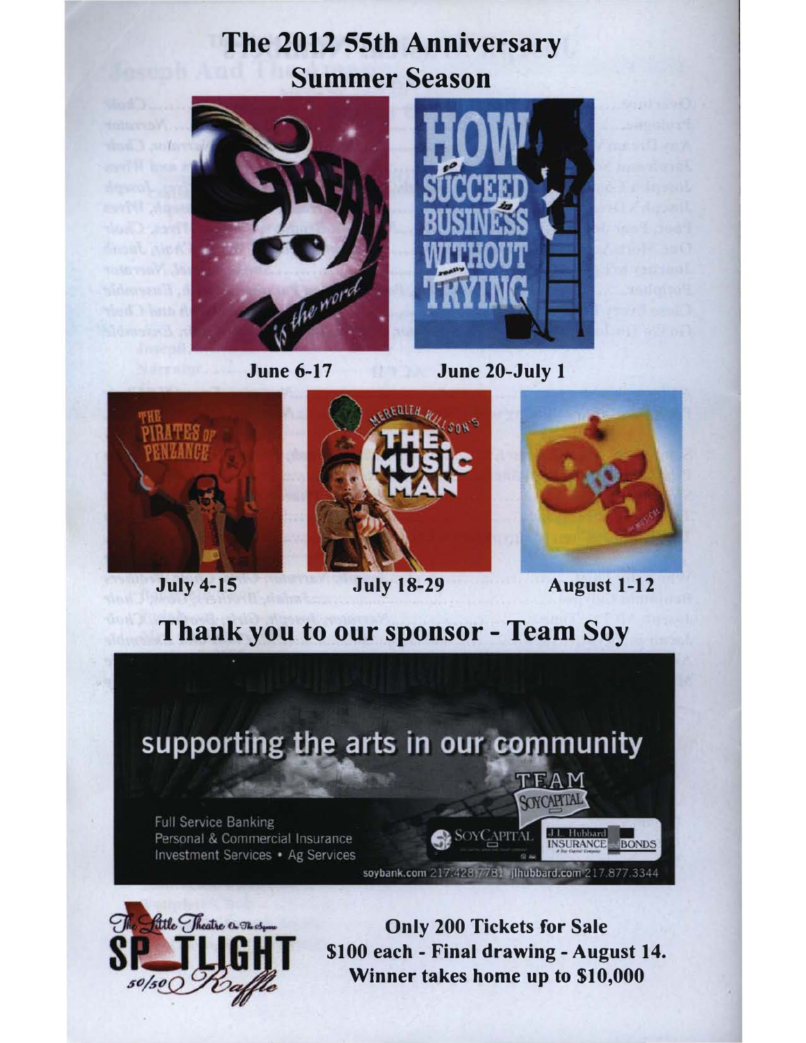# The 2012 55th Anniversary Summer Season

June 6-17

June 20-July 1

July 4-15

July 18-29

August 1-12

## Thank you to our sponsor - Team Soy

supporting the arts in our community

Full Service Banking
Personal & Commercial Insurance
Investment Services • Ag Services

soybank.com 217.428.7781 jlhubbard.com 217.877.3344

The Little Theatre On The Square SPOTLIGHT 50/50 Raffle

**Only 200 Tickets for Sale**
**$100 each - Final drawing - August 14.**
**Winner takes home up to $10,000**